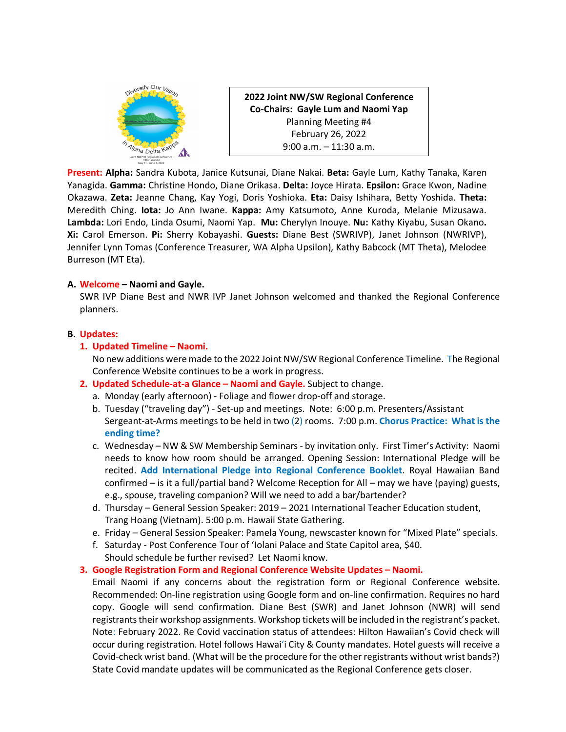**2022 Joint NW/SW Regional Conference**
**Co-Chairs: Gayle Lum and Naomi Yap**
Planning Meeting #4
February 26, 2022
9:00 a.m. – 11:30 a.m.

**Present:** **Alpha:** Sandra Kubota, Janice Kutsunai, Diane Nakai. **Beta:** Gayle Lum, Kathy Tanaka, Karen Yanagida. **Gamma:** Christine Hondo, Diane Orikasa. **Delta:** Joyce Hirata. **Epsilon:** Grace Kwon, Nadine Okazawa. **Zeta:** Jeanne Chang, Kay Yogi, Doris Yoshioka. **Eta:** Daisy Ishihara, Betty Yoshida. **Theta:** Meredith Ching. **Iota:** Jo Ann Iwane. **Kappa:** Amy Katsumoto, Anne Kuroda, Melanie Mizusawa. **Lambda:** Lori Endo, Linda Osumi, Naomi Yap. **Mu:** Cherylyn Inouye. **Nu:** Kathy Kiyabu, Susan Okano**.** **Xi:** Carol Emerson. **Pi:** Sherry Kobayashi. **Guests:** Diane Best (SWRIVP), Janet Johnson (NWRIVP), Jennifer Lynn Tomas (Conference Treasurer, WA Alpha Upsilon), Kathy Babcock (MT Theta), Melodee Burreson (MT Eta).

**A. Welcome – Naomi and Gayle.**

SWR IVP Diane Best and NWR IVP Janet Johnson welcomed and thanked the Regional Conference planners.

**B. Updates:**

1. **Updated Timeline – Naomi.**
   No new additions were made to the 2022 Joint NW/SW Regional Conference Timeline. The Regional Conference Website continues to be a work in progress.
2. **Updated Schedule-at-a Glance – Naomi and Gayle.** Subject to change.
   a. Monday (early afternoon) - Foliage and flower drop-off and storage.
   b. Tuesday ("traveling day") - Set-up and meetings. Note: 6:00 p.m. Presenters/Assistant Sergeant-at-Arms meetings to be held in two (2) rooms. 7:00 p.m. **Chorus Practice: What is the ending time?**
   c. Wednesday – NW & SW Membership Seminars - by invitation only. First Timer's Activity: Naomi needs to know how room should be arranged. Opening Session: International Pledge will be recited. **Add International Pledge into Regional Conference Booklet**. Royal Hawaiian Band confirmed – is it a full/partial band? Welcome Reception for All – may we have (paying) guests, e.g., spouse, traveling companion? Will we need to add a bar/bartender?
   d. Thursday – General Session Speaker: 2019 – 2021 International Teacher Education student, Trang Hoang (Vietnam). 5:00 p.m. Hawaii State Gathering.
   e. Friday – General Session Speaker: Pamela Young, newscaster known for "Mixed Plate" specials.
   f. Saturday - Post Conference Tour of 'Iolani Palace and State Capitol area, $40.
   Should schedule be further revised? Let Naomi know.
3. **Google Registration Form and Regional Conference Website Updates – Naomi.**
   Email Naomi if any concerns about the registration form or Regional Conference website. Recommended: On-line registration using Google form and on-line confirmation. Requires no hard copy. Google will send confirmation. Diane Best (SWR) and Janet Johnson (NWR) will send registrants their workshop assignments. Workshop tickets will be included in the registrant's packet. Note: February 2022. Re Covid vaccination status of attendees: Hilton Hawaiian's Covid check will occur during registration. Hotel follows Hawaiʻi City & County mandates. Hotel guests will receive a Covid-check wrist band. (What will be the procedure for the other registrants without wrist bands?) State Covid mandate updates will be communicated as the Regional Conference gets closer.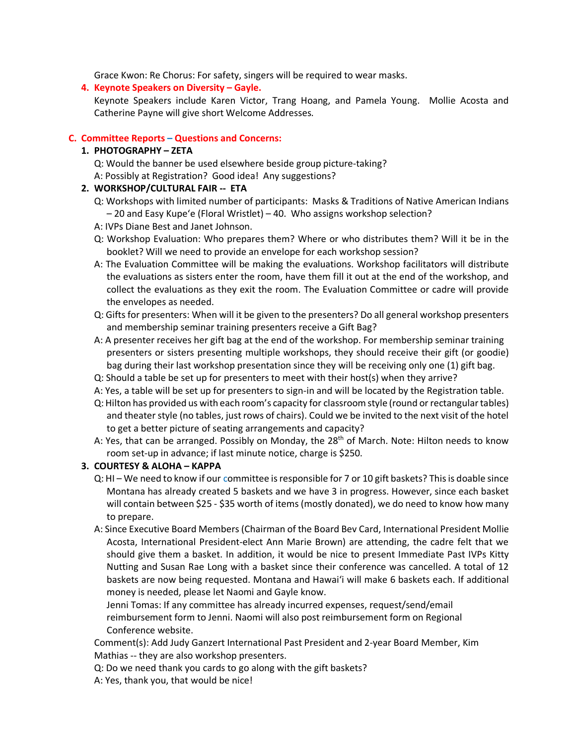Grace Kwon: Re Chorus: For safety, singers will be required to wear masks.

4. **Keynote Speakers on Diversity – Gayle.**

   Keynote Speakers include Karen Victor, Trang Hoang, and Pamela Young. Mollie Acosta and Catherine Payne will give short Welcome Addresses.

## C. Committee Reports – Questions and Concerns:

1. **PHOTOGRAPHY – ZETA**

   Q: Would the banner be used elsewhere beside group picture-taking?

   A: Possibly at Registration? Good idea! Any suggestions?

2. **WORKSHOP/CULTURAL FAIR -- ETA**

   Q: Workshops with limited number of participants: Masks & Traditions of Native American Indians – 20 and Easy Kupe'e (Floral Wristlet) – 40. Who assigns workshop selection?

   A: IVPs Diane Best and Janet Johnson.

   Q: Workshop Evaluation: Who prepares them? Where or who distributes them? Will it be in the booklet? Will we need to provide an envelope for each workshop session?

   A: The Evaluation Committee will be making the evaluations. Workshop facilitators will distribute the evaluations as sisters enter the room, have them fill it out at the end of the workshop, and collect the evaluations as they exit the room. The Evaluation Committee or cadre will provide the envelopes as needed.

   Q: Gifts for presenters: When will it be given to the presenters? Do all general workshop presenters and membership seminar training presenters receive a Gift Bag?

   A: A presenter receives her gift bag at the end of the workshop. For membership seminar training presenters or sisters presenting multiple workshops, they should receive their gift (or goodie) bag during their last workshop presentation since they will be receiving only one (1) gift bag.

   Q: Should a table be set up for presenters to meet with their host(s) when they arrive?

   A: Yes, a table will be set up for presenters to sign-in and will be located by the Registration table.

   Q: Hilton has provided us with each room's capacity for classroom style (round or rectangular tables) and theater style (no tables, just rows of chairs). Could we be invited to the next visit of the hotel to get a better picture of seating arrangements and capacity?

   A: Yes, that can be arranged. Possibly on Monday, the 28th of March. Note: Hilton needs to know room set-up in advance; if last minute notice, charge is $250.

3. **COURTESY & ALOHA – KAPPA**

   Q: HI – We need to know if our committee is responsible for 7 or 10 gift baskets? This is doable since Montana has already created 5 baskets and we have 3 in progress. However, since each basket will contain between $25 - $35 worth of items (mostly donated), we do need to know how many to prepare.

   A: Since Executive Board Members (Chairman of the Board Bev Card, International President Mollie Acosta, International President-elect Ann Marie Brown) are attending, the cadre felt that we should give them a basket. In addition, it would be nice to present Immediate Past IVPs Kitty Nutting and Susan Rae Long with a basket since their conference was cancelled. A total of 12 baskets are now being requested. Montana and Hawai'i will make 6 baskets each. If additional money is needed, please let Naomi and Gayle know.

   Jenni Tomas: If any committee has already incurred expenses, request/send/email reimbursement form to Jenni. Naomi will also post reimbursement form on Regional Conference website.

   Comment(s): Add Judy Ganzert International Past President and 2-year Board Member, Kim Mathias -- they are also workshop presenters.

   Q: Do we need thank you cards to go along with the gift baskets?

   A: Yes, thank you, that would be nice!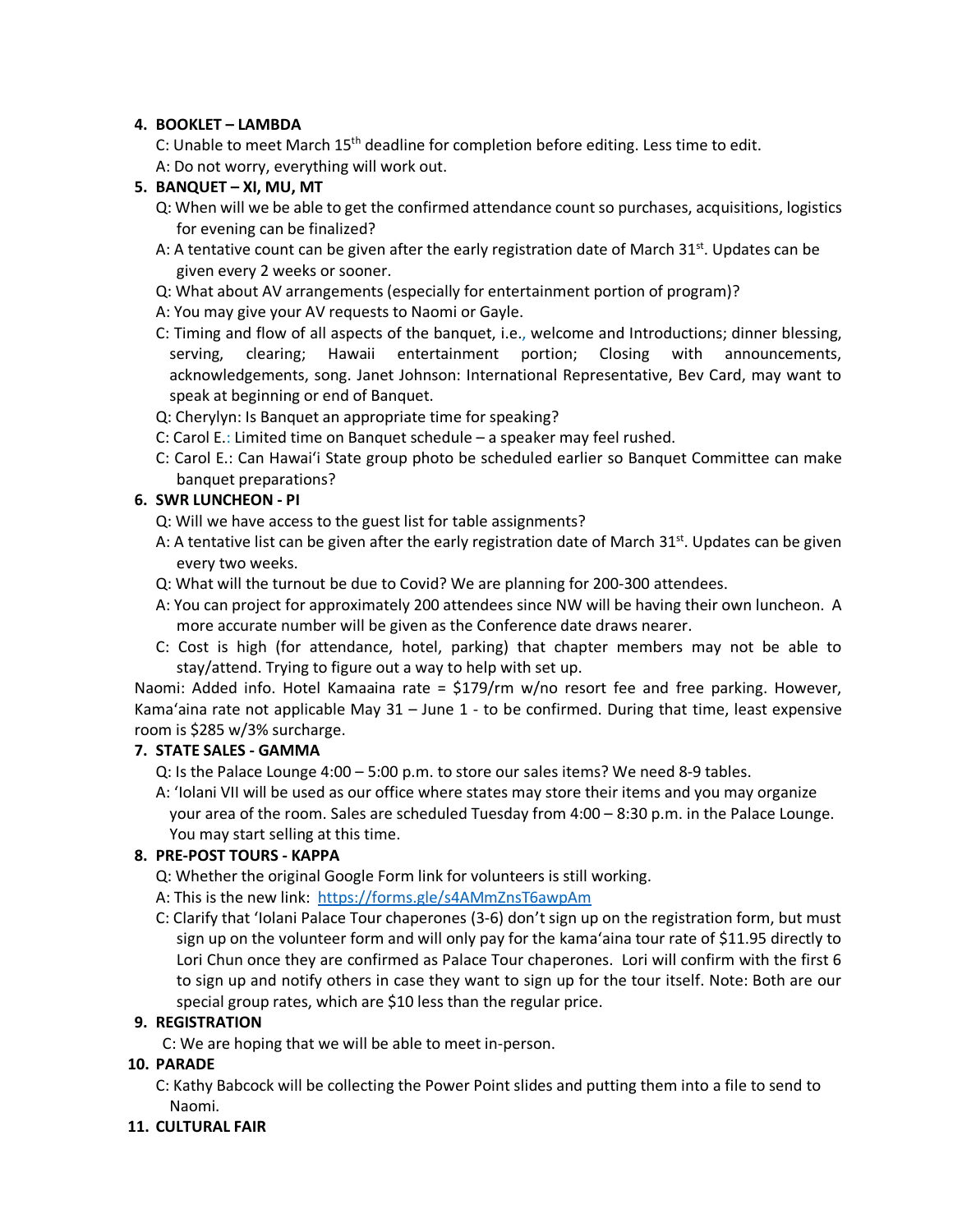4. **BOOKLET – LAMBDA**

   C: Unable to meet March 15th deadline for completion before editing. Less time to edit.

   A: Do not worry, everything will work out.

5. **BANQUET – XI, MU, MT**

   Q: When will we be able to get the confirmed attendance count so purchases, acquisitions, logistics for evening can be finalized?

   A: A tentative count can be given after the early registration date of March 31st. Updates can be given every 2 weeks or sooner.

   Q: What about AV arrangements (especially for entertainment portion of program)?

   A: You may give your AV requests to Naomi or Gayle.

   C: Timing and flow of all aspects of the banquet, i.e., welcome and Introductions; dinner blessing, serving, clearing; Hawaii entertainment portion; Closing with announcements, acknowledgements, song. Janet Johnson: International Representative, Bev Card, may want to speak at beginning or end of Banquet.

   Q: Cherylyn: Is Banquet an appropriate time for speaking?

   C: Carol E.: Limited time on Banquet schedule – a speaker may feel rushed.

   C: Carol E.: Can Hawaiʻi State group photo be scheduled earlier so Banquet Committee can make banquet preparations?

6. **SWR LUNCHEON - PI**

   Q: Will we have access to the guest list for table assignments?

   A: A tentative list can be given after the early registration date of March 31st. Updates can be given every two weeks.

   Q: What will the turnout be due to Covid? We are planning for 200-300 attendees.

   A: You can project for approximately 200 attendees since NW will be having their own luncheon. A more accurate number will be given as the Conference date draws nearer.

   C: Cost is high (for attendance, hotel, parking) that chapter members may not be able to stay/attend. Trying to figure out a way to help with set up.

Naomi: Added info. Hotel Kamaaina rate = $179/rm w/no resort fee and free parking. However, Kamaʻaina rate not applicable May 31 – June 1 - to be confirmed. During that time, least expensive room is $285 w/3% surcharge.

7. **STATE SALES - GAMMA**

   Q: Is the Palace Lounge 4:00 – 5:00 p.m. to store our sales items? We need 8-9 tables.

   A: ʻIolani VII will be used as our office where states may store their items and you may organize your area of the room. Sales are scheduled Tuesday from 4:00 – 8:30 p.m. in the Palace Lounge. You may start selling at this time.

8. **PRE-POST TOURS - KAPPA**

   Q: Whether the original Google Form link for volunteers is still working.

   A: This is the new link: https://forms.gle/s4AMmZnsT6awpAm

   C: Clarify that ʻIolani Palace Tour chaperones (3-6) don't sign up on the registration form, but must sign up on the volunteer form and will only pay for the kamaʻaina tour rate of $11.95 directly to Lori Chun once they are confirmed as Palace Tour chaperones. Lori will confirm with the first 6 to sign up and notify others in case they want to sign up for the tour itself. Note: Both are our special group rates, which are $10 less than the regular price.

9. **REGISTRATION**

   C: We are hoping that we will be able to meet in-person.

10. **PARADE**

    C: Kathy Babcock will be collecting the Power Point slides and putting them into a file to send to Naomi.

11. **CULTURAL FAIR**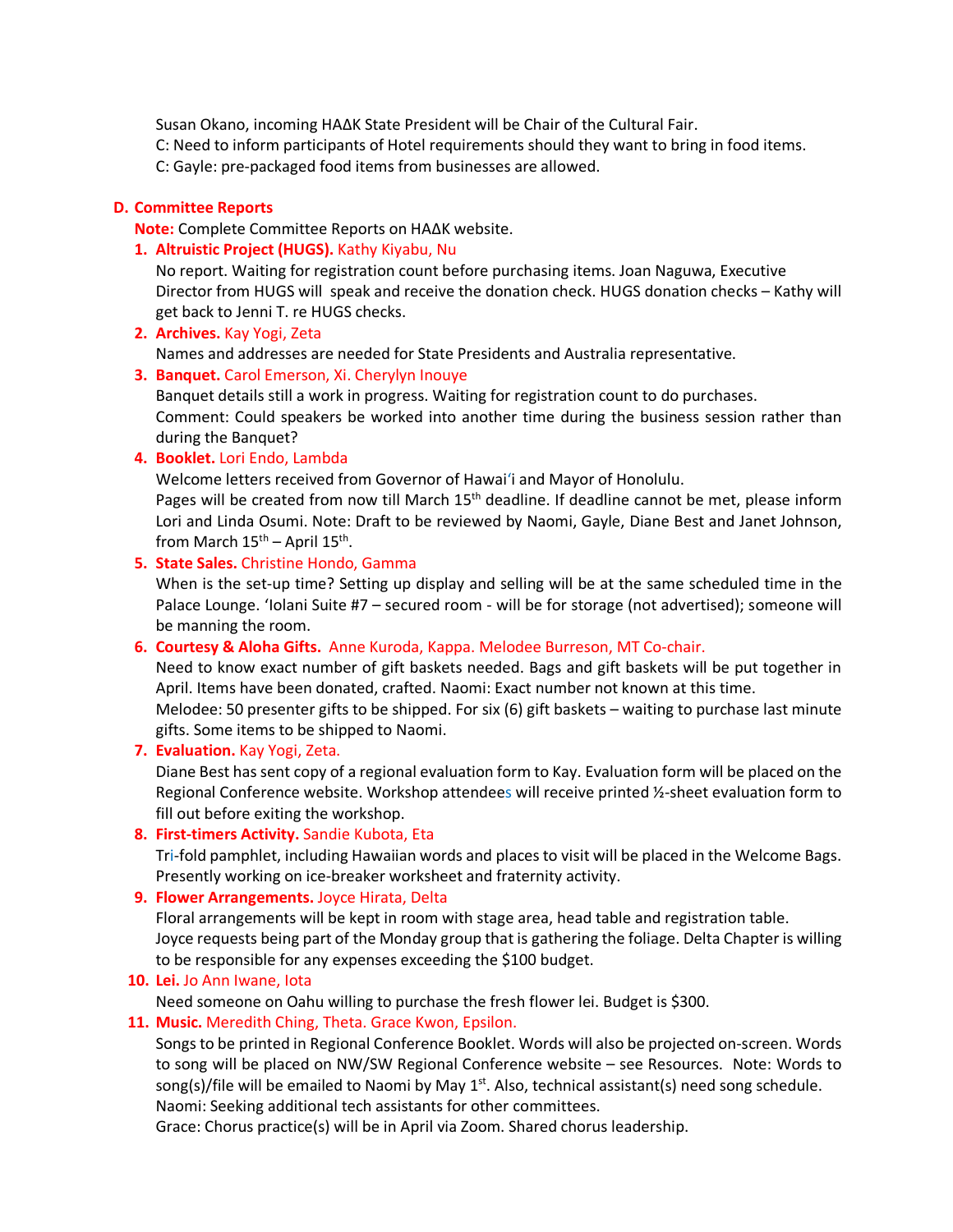Susan Okano, incoming HAΔK State President will be Chair of the Cultural Fair.

C: Need to inform participants of Hotel requirements should they want to bring in food items.

C: Gayle: pre-packaged food items from businesses are allowed.

### D. Committee Reports

**Note:** Complete Committee Reports on HAΔK website.

1. **Altruistic Project (HUGS).** Kathy Kiyabu, Nu

   No report. Waiting for registration count before purchasing items. Joan Naguwa, Executive Director from HUGS will speak and receive the donation check. HUGS donation checks – Kathy will get back to Jenni T. re HUGS checks.

2. **Archives.** Kay Yogi, Zeta

   Names and addresses are needed for State Presidents and Australia representative.

3. **Banquet.** Carol Emerson, Xi. Cherylyn Inouye

   Banquet details still a work in progress. Waiting for registration count to do purchases.

   Comment: Could speakers be worked into another time during the business session rather than during the Banquet?

4. **Booklet.** Lori Endo, Lambda

   Welcome letters received from Governor of Hawaiʻi and Mayor of Honolulu.

   Pages will be created from now till March 15th deadline. If deadline cannot be met, please inform Lori and Linda Osumi. Note: Draft to be reviewed by Naomi, Gayle, Diane Best and Janet Johnson, from March 15th – April 15th.

5. **State Sales.** Christine Hondo, Gamma

   When is the set-up time? Setting up display and selling will be at the same scheduled time in the Palace Lounge. ʻIolani Suite #7 – secured room - will be for storage (not advertised); someone will be manning the room.

6. **Courtesy & Aloha Gifts.** Anne Kuroda, Kappa. Melodee Burreson, MT Co-chair.

   Need to know exact number of gift baskets needed. Bags and gift baskets will be put together in April. Items have been donated, crafted. Naomi: Exact number not known at this time.

   Melodee: 50 presenter gifts to be shipped. For six (6) gift baskets – waiting to purchase last minute gifts. Some items to be shipped to Naomi.

7. **Evaluation.** Kay Yogi, Zeta.

   Diane Best has sent copy of a regional evaluation form to Kay. Evaluation form will be placed on the Regional Conference website. Workshop attendees will receive printed ½-sheet evaluation form to fill out before exiting the workshop.

8. **First-timers Activity.** Sandie Kubota, Eta

   Tri-fold pamphlet, including Hawaiian words and places to visit will be placed in the Welcome Bags. Presently working on ice-breaker worksheet and fraternity activity.

9. **Flower Arrangements.** Joyce Hirata, Delta

   Floral arrangements will be kept in room with stage area, head table and registration table.

   Joyce requests being part of the Monday group that is gathering the foliage. Delta Chapter is willing to be responsible for any expenses exceeding the $100 budget.

10. **Lei.** Jo Ann Iwane, Iota

    Need someone on Oahu willing to purchase the fresh flower lei. Budget is $300.

11. **Music.** Meredith Ching, Theta. Grace Kwon, Epsilon.

    Songs to be printed in Regional Conference Booklet. Words will also be projected on-screen. Words to song will be placed on NW/SW Regional Conference website – see Resources. Note: Words to song(s)/file will be emailed to Naomi by May 1st. Also, technical assistant(s) need song schedule.

    Naomi: Seeking additional tech assistants for other committees.

    Grace: Chorus practice(s) will be in April via Zoom. Shared chorus leadership.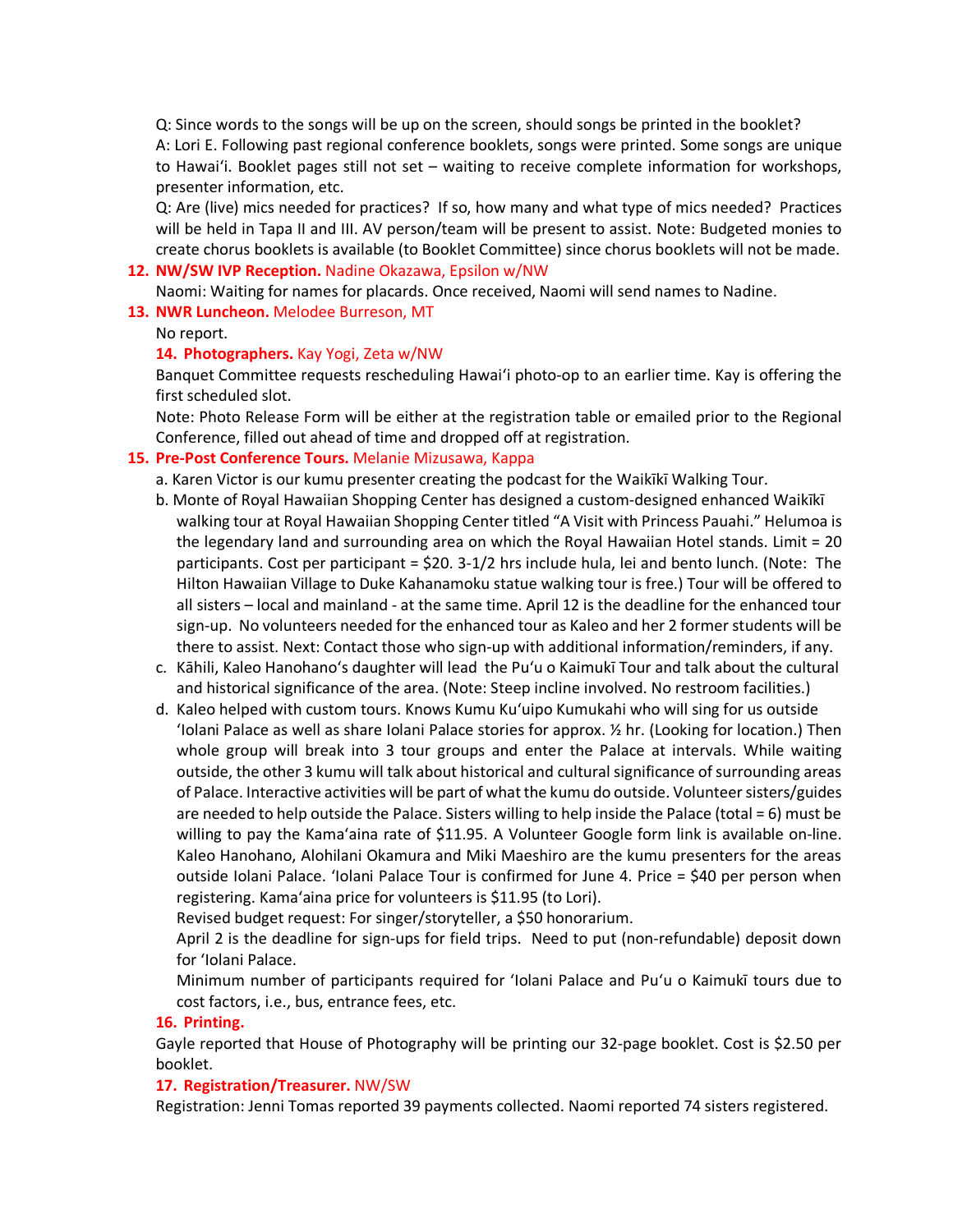Q: Since words to the songs will be up on the screen, should songs be printed in the booklet?
A: Lori E. Following past regional conference booklets, songs were printed. Some songs are unique to Hawaiʻi. Booklet pages still not set – waiting to receive complete information for workshops, presenter information, etc.
Q: Are (live) mics needed for practices? If so, how many and what type of mics needed? Practices will be held in Tapa II and III. AV person/team will be present to assist. Note: Budgeted monies to create chorus booklets is available (to Booklet Committee) since chorus booklets will not be made.

12. **NW/SW IVP Reception.** Nadine Okazawa, Epsilon w/NW
Naomi: Waiting for names for placards. Once received, Naomi will send names to Nadine.

13. **NWR Luncheon.** Melodee Burreson, MT
No report.

**14. Photographers.** Kay Yogi, Zeta w/NW
Banquet Committee requests rescheduling Hawaiʻi photo-op to an earlier time. Kay is offering the first scheduled slot.
Note: Photo Release Form will be either at the registration table or emailed prior to the Regional Conference, filled out ahead of time and dropped off at registration.

15. **Pre-Post Conference Tours.** Melanie Mizusawa, Kappa
   a. Karen Victor is our kumu presenter creating the podcast for the Waikīkī Walking Tour.
   b. Monte of Royal Hawaiian Shopping Center has designed a custom-designed enhanced Waikīkī walking tour at Royal Hawaiian Shopping Center titled "A Visit with Princess Pauahi." Helumoa is the legendary land and surrounding area on which the Royal Hawaiian Hotel stands. Limit = 20 participants. Cost per participant = $20. 3-1/2 hrs include hula, lei and bento lunch. (Note: The Hilton Hawaiian Village to Duke Kahanamoku statue walking tour is free.) Tour will be offered to all sisters – local and mainland - at the same time. April 12 is the deadline for the enhanced tour sign-up. No volunteers needed for the enhanced tour as Kaleo and her 2 former students will be there to assist. Next: Contact those who sign-up with additional information/reminders, if any.
   c. Kāhili, Kaleo Hanohano's daughter will lead the Puʻu o Kaimukī Tour and talk about the cultural and historical significance of the area. (Note: Steep incline involved. No restroom facilities.)
   d. Kaleo helped with custom tours. Knows Kumu Kuʻuipo Kumukahi who will sing for us outside ʻIolani Palace as well as share Iolani Palace stories for approx. ½ hr. (Looking for location.) Then whole group will break into 3 tour groups and enter the Palace at intervals. While waiting outside, the other 3 kumu will talk about historical and cultural significance of surrounding areas of Palace. Interactive activities will be part of what the kumu do outside. Volunteer sisters/guides are needed to help outside the Palace. Sisters willing to help inside the Palace (total = 6) must be willing to pay the Kamaʻaina rate of $11.95. A Volunteer Google form link is available on-line. Kaleo Hanohano, Alohilani Okamura and Miki Maeshiro are the kumu presenters for the areas outside Iolani Palace. ʻIolani Palace Tour is confirmed for June 4. Price = $40 per person when registering. Kamaʻaina price for volunteers is $11.95 (to Lori).
   Revised budget request: For singer/storyteller, a $50 honorarium.
   April 2 is the deadline for sign-ups for field trips. Need to put (non-refundable) deposit down for ʻIolani Palace.
   Minimum number of participants required for ʻIolani Palace and Puʻu o Kaimukī tours due to cost factors, i.e., bus, entrance fees, etc.

**16. Printing.**
Gayle reported that House of Photography will be printing our 32-page booklet. Cost is $2.50 per booklet.

**17. Registration/Treasurer.** NW/SW
Registration: Jenni Tomas reported 39 payments collected. Naomi reported 74 sisters registered.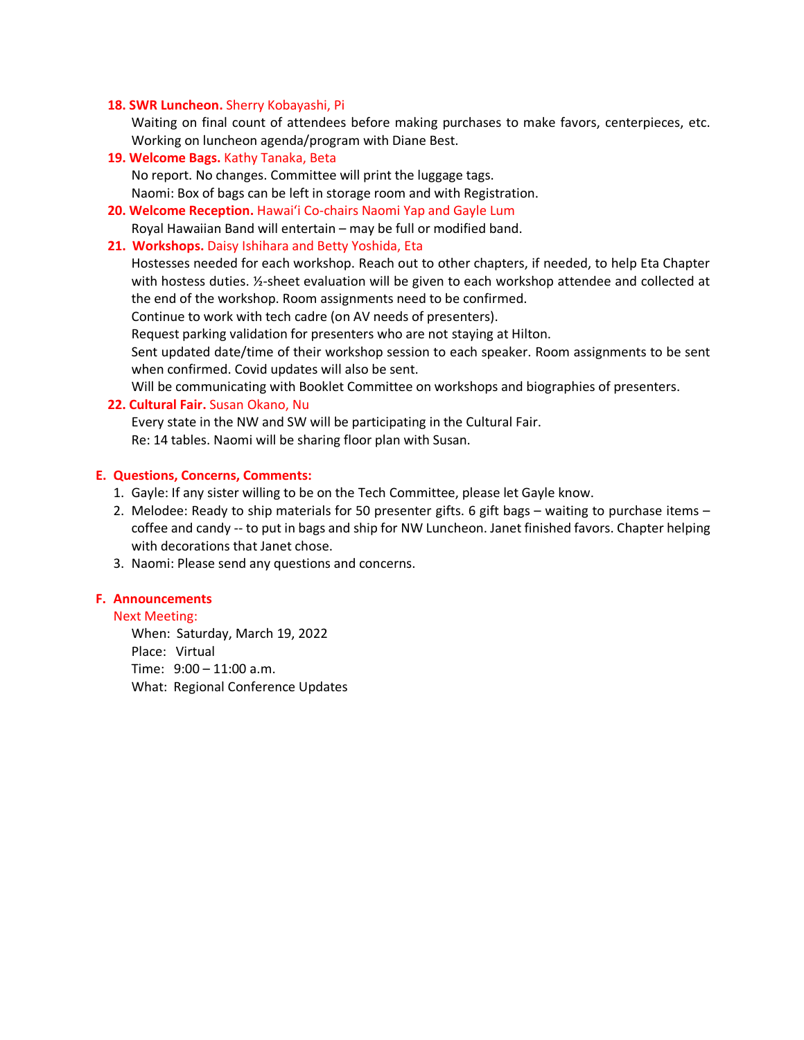18. **SWR Luncheon.** Sherry Kobayashi, Pi

    Waiting on final count of attendees before making purchases to make favors, centerpieces, etc. Working on luncheon agenda/program with Diane Best.

19. **Welcome Bags.** Kathy Tanaka, Beta

    No report. No changes. Committee will print the luggage tags.
    Naomi: Box of bags can be left in storage room and with Registration.

20. **Welcome Reception.** Hawaiʻi Co-chairs Naomi Yap and Gayle Lum

    Royal Hawaiian Band will entertain – may be full or modified band.

21. **Workshops.** Daisy Ishihara and Betty Yoshida, Eta

    Hostesses needed for each workshop. Reach out to other chapters, if needed, to help Eta Chapter with hostess duties. ½-sheet evaluation will be given to each workshop attendee and collected at the end of the workshop. Room assignments need to be confirmed.
    Continue to work with tech cadre (on AV needs of presenters).
    Request parking validation for presenters who are not staying at Hilton.
    Sent updated date/time of their workshop session to each speaker. Room assignments to be sent when confirmed. Covid updates will also be sent.
    Will be communicating with Booklet Committee on workshops and biographies of presenters.

22. **Cultural Fair.** Susan Okano, Nu

    Every state in the NW and SW will be participating in the Cultural Fair.
    Re: 14 tables. Naomi will be sharing floor plan with Susan.

## E. Questions, Concerns, Comments:

1. Gayle: If any sister willing to be on the Tech Committee, please let Gayle know.
2. Melodee: Ready to ship materials for 50 presenter gifts. 6 gift bags – waiting to purchase items – coffee and candy -- to put in bags and ship for NW Luncheon. Janet finished favors. Chapter helping with decorations that Janet chose.
3. Naomi: Please send any questions and concerns.

## F. Announcements

Next Meeting:

When: Saturday, March 19, 2022
Place: Virtual
Time: 9:00 – 11:00 a.m.
What: Regional Conference Updates